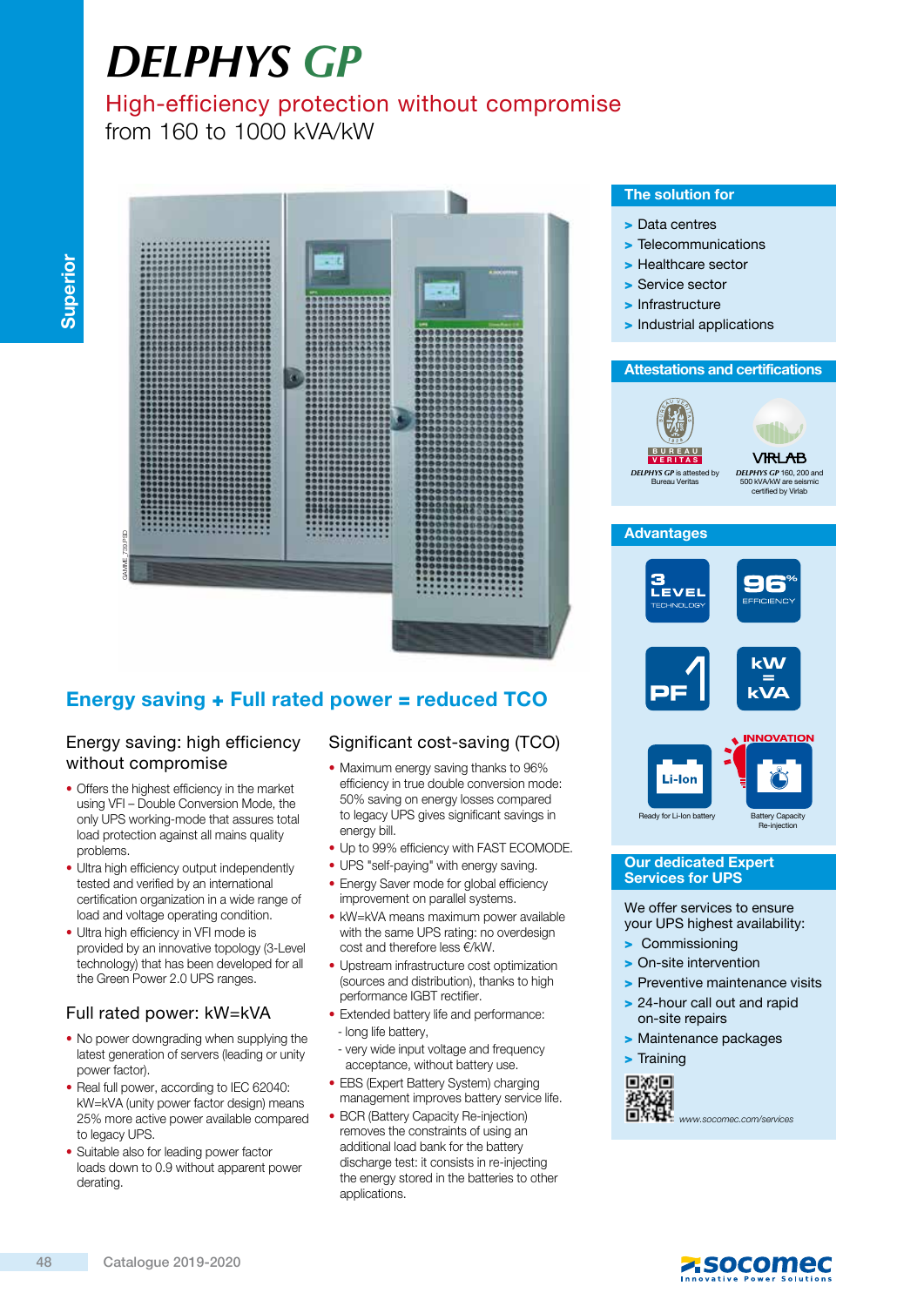# DELPHYS GP

## High-efficiency protection without compromise

from 160 to 1000 kVA/kW

Superior

### The solution for

- Data centres
- Telecommunications
- Healthcare sector
- Service sector
- Infrastructure
- Industrial applications

### Attestations and certifications

BUREAU VERITAS — *DELPHYS GP* is attested by Bureau Veritas

VIRLAB — *DELPHYS GP* 160, 200 and 500 kVA/kW are seismic certified by Virlab

### Advantages

- 3 LEVEL TECHNOLOGY
- 96% EFFICIENCY
- PF 1
- kW = kVA
- Li-Ion — Ready for Li-Ion battery
- INNOVATION — Battery Capacity Re-injection

## Energy saving + Full rated power = reduced TCO

### Energy saving: high efficiency without compromise

- Offers the highest efficiency in the market using VFI – Double Conversion Mode, the only UPS working-mode that assures total load protection against all mains quality problems.
- Ultra high efficiency output independently tested and verified by an international certification organization in a wide range of load and voltage operating condition.
- Ultra high efficiency in VFI mode is provided by an innovative topology (3-Level technology) that has been developed for all the Green Power 2.0 UPS ranges.

### Full rated power: kW=kVA

- No power downgrading when supplying the latest generation of servers (leading or unity power factor).
- Real full power, according to IEC 62040: kW=kVA (unity power factor design) means 25% more active power available compared to legacy UPS.
- Suitable also for leading power factor loads down to 0.9 without apparent power derating.

### Significant cost-saving (TCO)

- Maximum energy saving thanks to 96% efficiency in true double conversion mode: 50% saving on energy losses compared to legacy UPS gives significant savings in energy bill.
- Up to 99% efficiency with FAST ECOMODE.
- UPS "self-paying" with energy saving.
- Energy Saver mode for global efficiency improvement on parallel systems.
- kW=kVA means maximum power available with the same UPS rating: no overdesign cost and therefore less €/kW.
- Upstream infrastructure cost optimization (sources and distribution), thanks to high performance IGBT rectifier.
- Extended battery life and performance:
  - long life battery,
  - very wide input voltage and frequency acceptance, without battery use.
- EBS (Expert Battery System) charging management improves battery service life.
- BCR (Battery Capacity Re-injection) removes the constraints of using an additional load bank for the battery discharge test: it consists in re-injecting the energy stored in the batteries to other applications.

### Our dedicated Expert Services for UPS

We offer services to ensure your UPS highest availability:

- Commissioning
- On-site Intervention
- Preventive maintenance visits
- 24-hour call out and rapid on-site repairs
- Maintenance packages
- Training

*www.socomec.com/services*

Catalogue 2019-2020

socomec — Innovative Power Solutions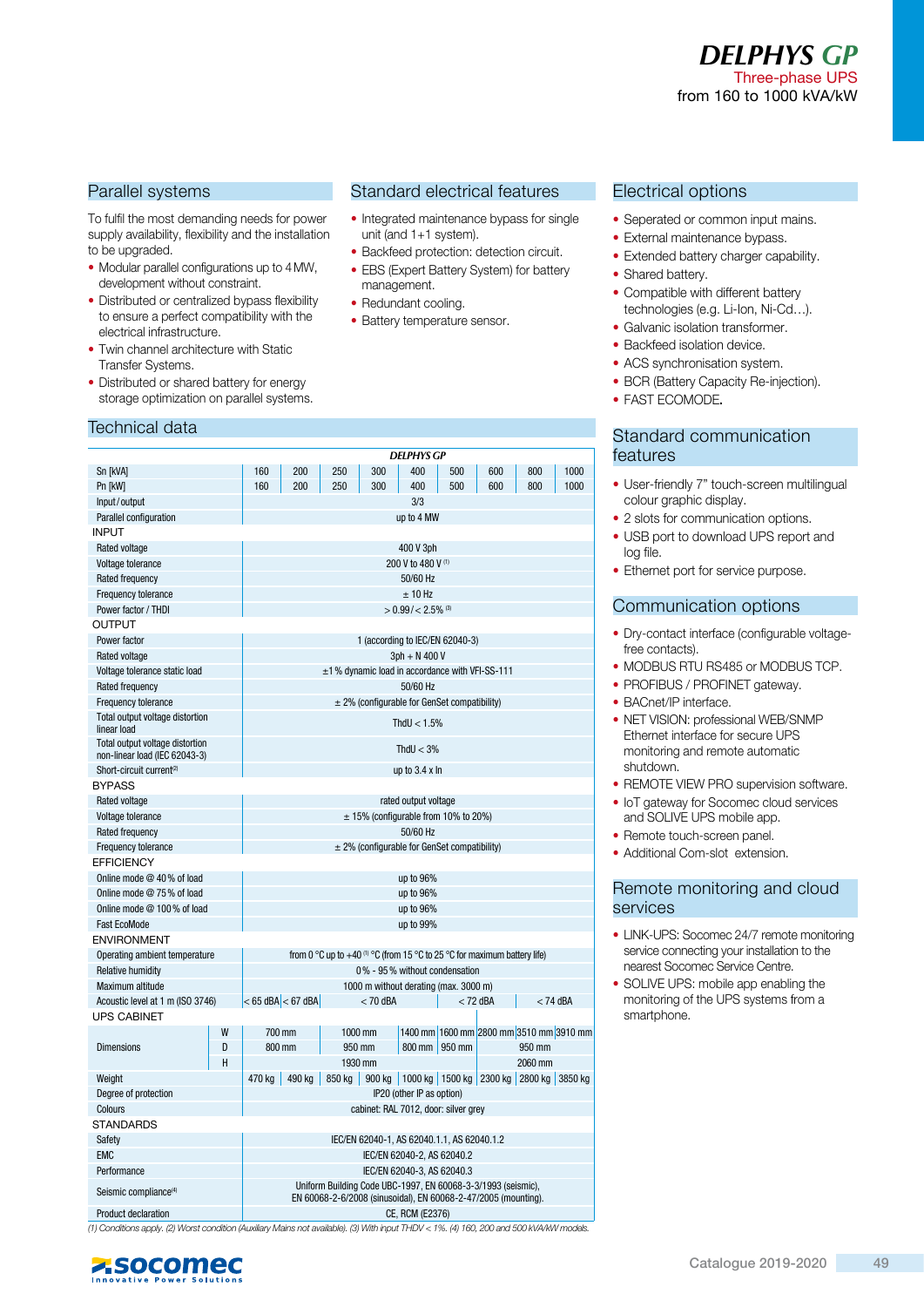# DELPHYS GP

Three-phase UPS

from 160 to 1000 kVA/kW

## Parallel systems

To fulfil the most demanding needs for power supply availability, flexibility and the installation to be upgraded.

- Modular parallel configurations up to 4 MW, development without constraint.
- Distributed or centralized bypass flexibility to ensure a perfect compatibility with the electrical infrastructure.
- Twin channel architecture with Static Transfer Systems.
- Distributed or shared battery for energy storage optimization on parallel systems.

## Standard electrical features

- Integrated maintenance bypass for single unit (and 1+1 system).
- Backfeed protection: detection circuit.
- EBS (Expert Battery System) for battery management.
- Redundant cooling.
- Battery temperature sensor.

## Electrical options

- Seperated or common input mains.
- External maintenance bypass.
- Extended battery charger capability.
- Shared battery.
- Compatible with different battery technologies (e.g. Li-Ion, Ni-Cd…).
- Galvanic isolation transformer.
- Backfeed isolation device.
- ACS synchronisation system.
- BCR (Battery Capacity Re-injection).
- FAST ECOMODE.

## Technical data

| | DELPHYS GP | | | | | | | | |
|---|---|---|---|---|---|---|---|---|---|
| Sn [kVA] | 160 | 200 | 250 | 300 | 400 | 500 | 600 | 800 | 1000 |
| Pn [kW] | 160 | 200 | 250 | 300 | 400 | 500 | 600 | 800 | 1000 |
| Input / output | 3/3 | | | | | | | | |
| Parallel configuration | up to 4 MW | | | | | | | | |
| **INPUT** | | | | | | | | | |
| Rated voltage | 400 V 3ph | | | | | | | | |
| Voltage tolerance | 200 V to 480 V (1) | | | | | | | | |
| Rated frequency | 50/60 Hz | | | | | | | | |
| Frequency tolerance | ± 10 Hz | | | | | | | | |
| Power factor / THDI | > 0.99 / < 2.5% (3) | | | | | | | | |
| **OUTPUT** | | | | | | | | | |
| Power factor | 1 (according to IEC/EN 62040-3) | | | | | | | | |
| Rated voltage | 3ph + N 400 V | | | | | | | | |
| Voltage tolerance static load | ±1 % dynamic load in accordance with VFI-SS-111 | | | | | | | | |
| Rated frequency | 50/60 Hz | | | | | | | | |
| Frequency tolerance | ± 2% (configurable for GenSet compatibility) | | | | | | | | |
| Total output voltage distortion linear load | ThdU < 1.5% | | | | | | | | |
| Total output voltage distortion non-linear load (IEC 62043-3) | ThdU < 3% | | | | | | | | |
| Short-circuit current (2) | up to 3.4 x In | | | | | | | | |
| **BYPASS** | | | | | | | | | |
| Rated voltage | rated output voltage | | | | | | | | |
| Voltage tolerance | ± 15% (configurable from 10% to 20%) | | | | | | | | |
| Rated frequency | 50/60 Hz | | | | | | | | |
| Frequency tolerance | ± 2% (configurable for GenSet compatibility) | | | | | | | | |
| **EFFICIENCY** | | | | | | | | | |
| Online mode @ 40 % of load | up to 96% | | | | | | | | |
| Online mode @ 75 % of load | up to 96% | | | | | | | | |
| Online mode @ 100 % of load | up to 96% | | | | | | | | |
| Fast EcoMode | up to 99% | | | | | | | | |
| **ENVIRONMENT** | | | | | | | | | |
| Operating ambient temperature | from 0 °C up to +40 (1) °C (from 15 °C to 25 °C for maximum battery life) | | | | | | | | |
| Relative humidity | 0 % - 95 % without condensation | | | | | | | | |
| Maximum altitude | 1000 m without derating (max. 3000 m) | | | | | | | | |
| Acoustic level at 1 m (ISO 3746) | < 65 dBA | < 67 dBA | < 70 dBA | | | < 72 dBA | | < 74 dBA | |
| **UPS CABINET** | | | | | | | | | |
| Dimensions W | 700 mm | | 1000 mm | | 1400 mm | 1600 mm | 2800 mm | 3510 mm | 3910 mm |
| Dimensions D | 800 mm | | 950 mm | | 800 mm | 950 mm | 950 mm | | |
| Dimensions H | 1930 mm | | | | | | 2060 mm | | |
| Weight | 470 kg | 490 kg | 850 kg | 900 kg | 1000 kg | 1500 kg | 2300 kg | 2800 kg | 3850 kg |
| Degree of protection | IP20 (other IP as option) | | | | | | | | |
| Colours | cabinet: RAL 7012, door: silver grey | | | | | | | | |
| **STANDARDS** | | | | | | | | | |
| Safety | IEC/EN 62040-1, AS 62040.1.1, AS 62040.1.2 | | | | | | | | |
| EMC | IEC/EN 62040-2, AS 62040.2 | | | | | | | | |
| Performance | IEC/EN 62040-3, AS 62040.3 | | | | | | | | |
| Seismic compliance (4) | Uniform Building Code UBC-1997, EN 60068-3-3/1993 (seismic), EN 60068-2-6/2008 (sinusoidal), EN 60068-2-47/2005 (mounting). | | | | | | | | |
| Product declaration | CE, RCM (E2376) | | | | | | | | |

*(1) Conditions apply. (2) Worst condition (Auxiliary Mains not available). (3) With input THDV < 1%. (4) 160, 200 and 500 kVA/kW models.*

## Standard communication features

- User-friendly 7" touch-screen multilingual colour graphic display.
- 2 slots for communication options.
- USB port to download UPS report and log file.
- Ethernet port for service purpose.

## Communication options

- Dry-contact interface (configurable voltage-free contacts).
- MODBUS RTU RS485 or MODBUS TCP.
- PROFIBUS / PROFINET gateway.
- BACnet/IP interface.
- NET VISION: professional WEB/SNMP Ethernet interface for secure UPS monitoring and remote automatic shutdown.
- REMOTE VIEW PRO supervision software.
- IoT gateway for Socomec cloud services and SOLIVE UPS mobile app.
- Remote touch-screen panel.
- Additional Com-slot extension.

## Remote monitoring and cloud services

- LINK-UPS: Socomec 24/7 remote monitoring service connecting your installation to the nearest Socomec Service Centre.
- SOLIVE UPS: mobile app enabling the monitoring of the UPS systems from a smartphone.